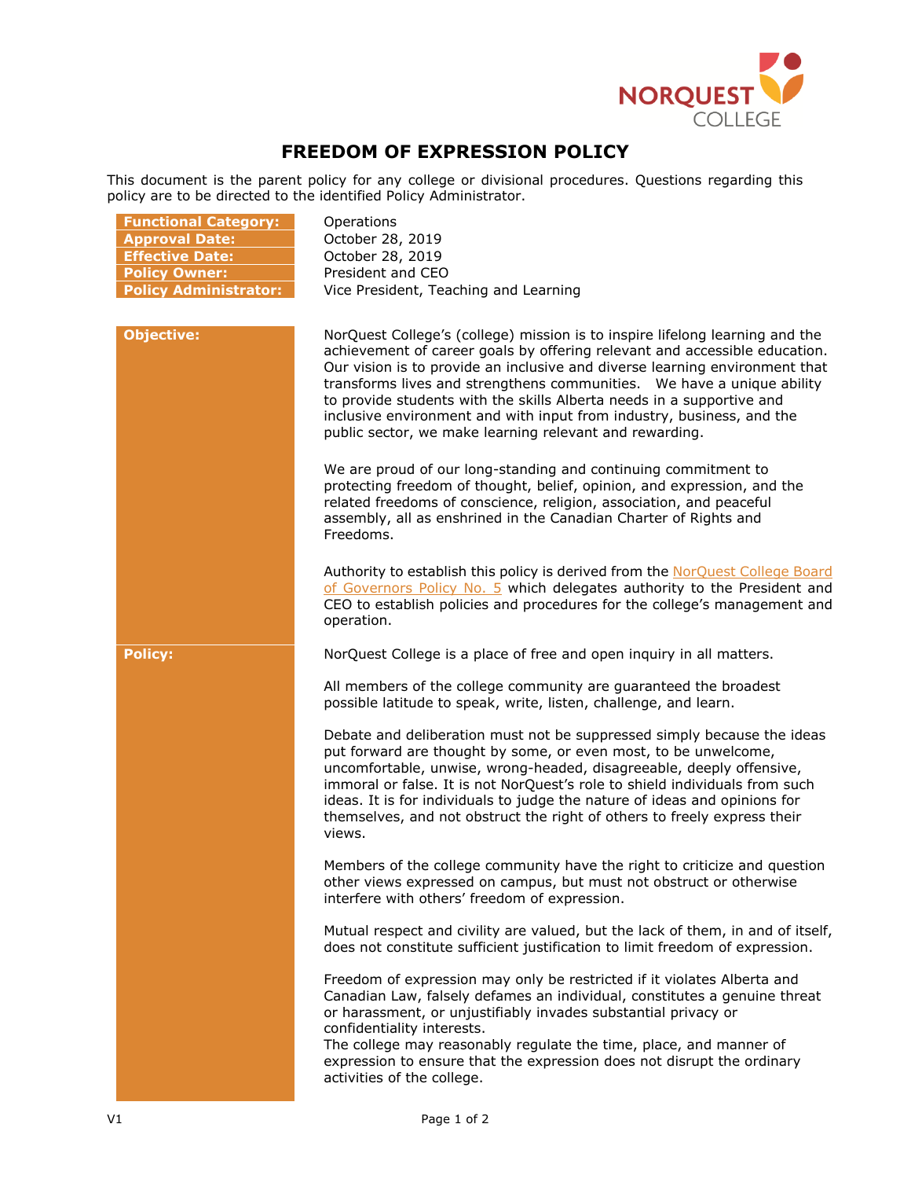# FREEDOM OF EXPRESSION POLICY

This document is the parent policy for any college or divisional procedures. Questions regarding this policy are to be directed to the identified Policy Administrator.

| | |
|---|---|
| **Functional Category:** | Operations |
| **Approval Date:** | October 28, 2019 |
| **Effective Date:** | October 28, 2019 |
| **Policy Owner:** | President and CEO |
| **Policy Administrator:** | Vice President, Teaching and Learning |

## Objective:

NorQuest College's (college) mission is to inspire lifelong learning and the achievement of career goals by offering relevant and accessible education. Our vision is to provide an inclusive and diverse learning environment that transforms lives and strengthens communities. We have a unique ability to provide students with the skills Alberta needs in a supportive and inclusive environment and with input from industry, business, and the public sector, we make learning relevant and rewarding.

We are proud of our long-standing and continuing commitment to protecting freedom of thought, belief, opinion, and expression, and the related freedoms of conscience, religion, association, and peaceful assembly, all as enshrined in the Canadian Charter of Rights and Freedoms.

Authority to establish this policy is derived from the NorQuest College Board of Governors Policy No. 5 which delegates authority to the President and CEO to establish policies and procedures for the college's management and operation.

## Policy:

NorQuest College is a place of free and open inquiry in all matters.

All members of the college community are guaranteed the broadest possible latitude to speak, write, listen, challenge, and learn.

Debate and deliberation must not be suppressed simply because the ideas put forward are thought by some, or even most, to be unwelcome, uncomfortable, unwise, wrong-headed, disagreeable, deeply offensive, immoral or false. It is not NorQuest's role to shield individuals from such ideas. It is for individuals to judge the nature of ideas and opinions for themselves, and not obstruct the right of others to freely express their views.

Members of the college community have the right to criticize and question other views expressed on campus, but must not obstruct or otherwise interfere with others' freedom of expression.

Mutual respect and civility are valued, but the lack of them, in and of itself, does not constitute sufficient justification to limit freedom of expression.

Freedom of expression may only be restricted if it violates Alberta and Canadian Law, falsely defames an individual, constitutes a genuine threat or harassment, or unjustifiably invades substantial privacy or confidentiality interests.
The college may reasonably regulate the time, place, and manner of expression to ensure that the expression does not disrupt the ordinary activities of the college.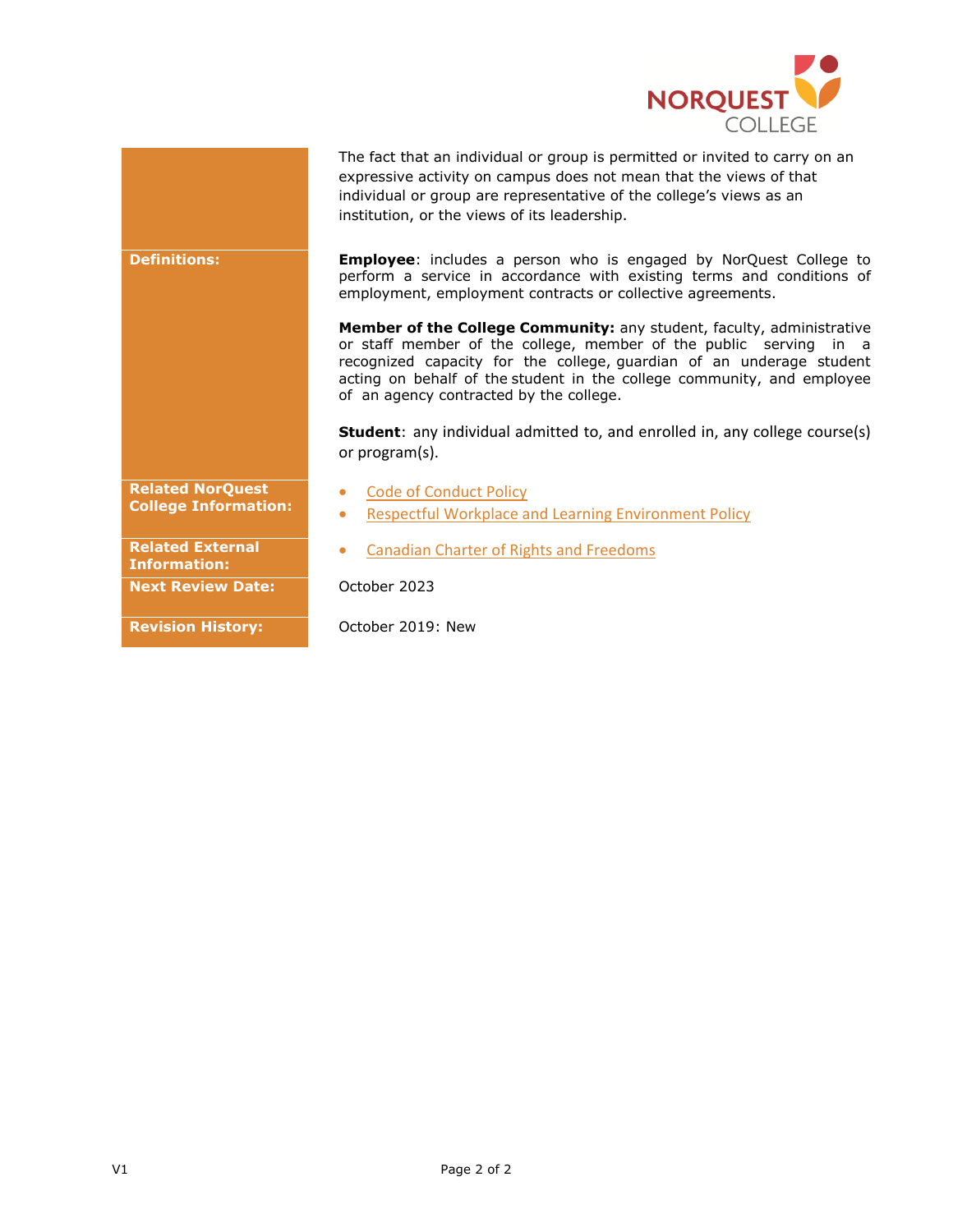| | |
|---|---|
| | The fact that an individual or group is permitted or invited to carry on an expressive activity on campus does not mean that the views of that individual or group are representative of the college's views as an institution, or the views of its leadership. |
| **Definitions:** | **Employee**: includes a person who is engaged by NorQuest College to perform a service in accordance with existing terms and conditions of employment, employment contracts or collective agreements.<br><br>**Member of the College Community:** any student, faculty, administrative or staff member of the college, member of the public serving in a recognized capacity for the college, guardian of an underage student acting on behalf of the student in the college community, and employee of an agency contracted by the college.<br><br>**Student**: any individual admitted to, and enrolled in, any college course(s) or program(s). |
| **Related NorQuest College Information:** | • Code of Conduct Policy<br>• Respectful Workplace and Learning Environment Policy |
| **Related External Information:** | • Canadian Charter of Rights and Freedoms |
| **Next Review Date:** | October 2023 |
| **Revision History:** | October 2019: New |

V1